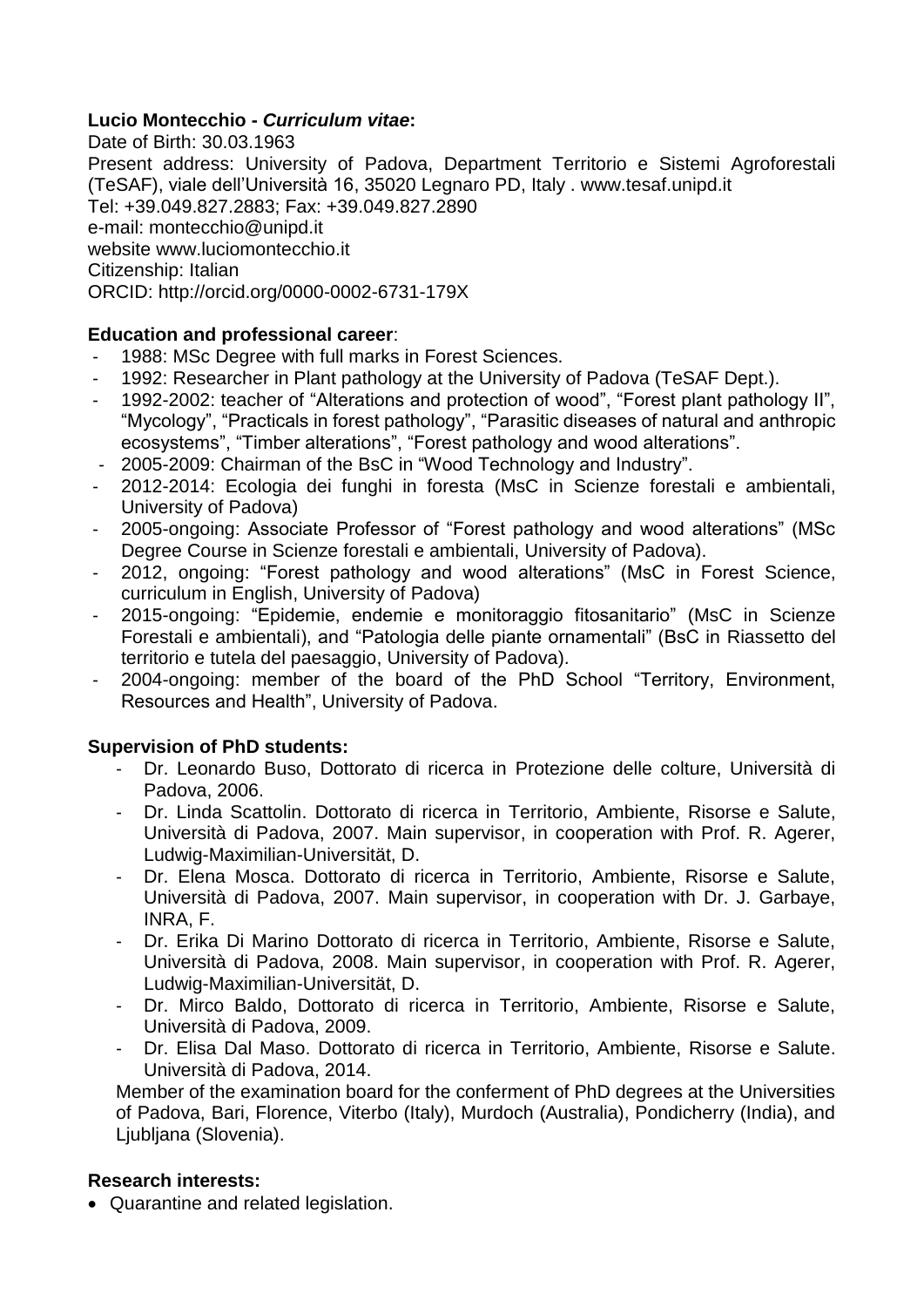**Lucio Montecchio - *Curriculum vitae*:**

Date of Birth: 30.03.1963
Present address: University of Padova, Department Territorio e Sistemi Agroforestali (TeSAF), viale dell'Università 16, 35020 Legnaro PD, Italy . www.tesaf.unipd.it
Tel: +39.049.827.2883; Fax: +39.049.827.2890
e-mail: montecchio@unipd.it
website www.luciomontecchio.it
Citizenship: Italian
ORCID: http://orcid.org/0000-0002-6731-179X

**Education and professional career**:

- 1988: MSc Degree with full marks in Forest Sciences.
- 1992: Researcher in Plant pathology at the University of Padova (TeSAF Dept.).
- 1992-2002: teacher of "Alterations and protection of wood", "Forest plant pathology II", "Mycology", "Practicals in forest pathology", "Parasitic diseases of natural and anthropic ecosystems", "Timber alterations", "Forest pathology and wood alterations".
- 2005-2009: Chairman of the BsC in "Wood Technology and Industry".
- 2012-2014: Ecologia dei funghi in foresta (MsC in Scienze forestali e ambientali, University of Padova)
- 2005-ongoing: Associate Professor of "Forest pathology and wood alterations" (MSc Degree Course in Scienze forestali e ambientali, University of Padova).
- 2012, ongoing: "Forest pathology and wood alterations" (MsC in Forest Science, curriculum in English, University of Padova)
- 2015-ongoing: "Epidemie, endemie e monitoraggio fitosanitario" (MsC in Scienze Forestali e ambientali), and "Patologia delle piante ornamentali" (BsC in Riassetto del territorio e tutela del paesaggio, University of Padova).
- 2004-ongoing: member of the board of the PhD School "Territory, Environment, Resources and Health", University of Padova.

**Supervision of PhD students:**

- Dr. Leonardo Buso, Dottorato di ricerca in Protezione delle colture, Università di Padova, 2006.
- Dr. Linda Scattolin. Dottorato di ricerca in Territorio, Ambiente, Risorse e Salute, Università di Padova, 2007. Main supervisor, in cooperation with Prof. R. Agerer, Ludwig-Maximilian-Universität, D.
- Dr. Elena Mosca. Dottorato di ricerca in Territorio, Ambiente, Risorse e Salute, Università di Padova, 2007. Main supervisor, in cooperation with Dr. J. Garbaye, INRA, F.
- Dr. Erika Di Marino Dottorato di ricerca in Territorio, Ambiente, Risorse e Salute, Università di Padova, 2008. Main supervisor, in cooperation with Prof. R. Agerer, Ludwig-Maximilian-Universität, D.
- Dr. Mirco Baldo, Dottorato di ricerca in Territorio, Ambiente, Risorse e Salute, Università di Padova, 2009.
- Dr. Elisa Dal Maso. Dottorato di ricerca in Territorio, Ambiente, Risorse e Salute. Università di Padova, 2014.

Member of the examination board for the conferment of PhD degrees at the Universities of Padova, Bari, Florence, Viterbo (Italy), Murdoch (Australia), Pondicherry (India), and Ljubljana (Slovenia).

**Research interests:**

- Quarantine and related legislation.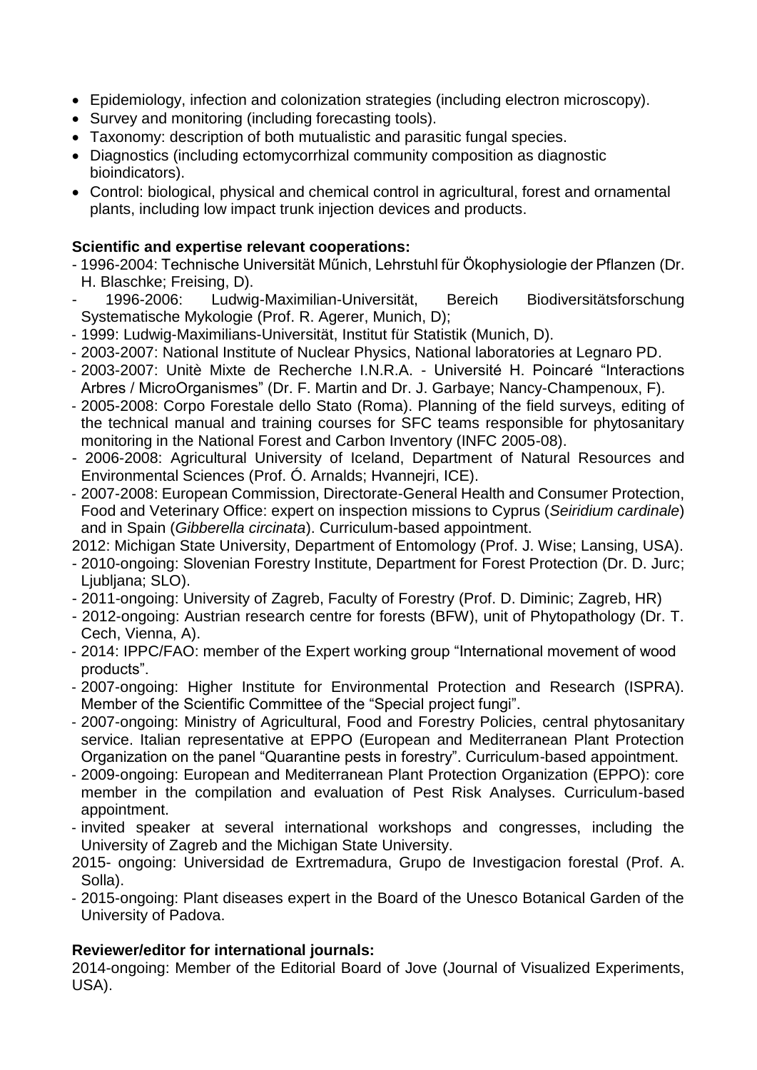- Epidemiology, infection and colonization strategies (including electron microscopy).
- Survey and monitoring (including forecasting tools).
- Taxonomy: description of both mutualistic and parasitic fungal species.
- Diagnostics (including ectomycorrhizal community composition as diagnostic bioindicators).
- Control: biological, physical and chemical control in agricultural, forest and ornamental plants, including low impact trunk injection devices and products.

**Scientific and expertise relevant cooperations:**

- 1996-2004: Technische Universität Műnich, Lehrstuhl für Ökophysiologie der Pflanzen (Dr. H. Blaschke; Freising, D).
- 1996-2006: Ludwig-Maximilian-Universität, Bereich Biodiversitätsforschung Systematische Mykologie (Prof. R. Agerer, Munich, D);
- 1999: Ludwig-Maximilians-Universität, Institut für Statistik (Munich, D).
- 2003-2007: National Institute of Nuclear Physics, National laboratories at Legnaro PD.
- 2003-2007: Unitè Mixte de Recherche I.N.R.A. - Université H. Poincaré "Interactions Arbres / MicroOrganismes" (Dr. F. Martin and Dr. J. Garbaye; Nancy-Champenoux, F).
- 2005-2008: Corpo Forestale dello Stato (Roma). Planning of the field surveys, editing of the technical manual and training courses for SFC teams responsible for phytosanitary monitoring in the National Forest and Carbon Inventory (INFC 2005-08).
- 2006-2008: Agricultural University of Iceland, Department of Natural Resources and Environmental Sciences (Prof. Ó. Arnalds; Hvannejri, ICE).
- 2007-2008: European Commission, Directorate-General Health and Consumer Protection, Food and Veterinary Office: expert on inspection missions to Cyprus (*Seiridium cardinale*) and in Spain (*Gibberella circinata*). Curriculum-based appointment.

2012: Michigan State University, Department of Entomology (Prof. J. Wise; Lansing, USA).

- 2010-ongoing: Slovenian Forestry Institute, Department for Forest Protection (Dr. D. Jurc; Ljubljana; SLO).
- 2011-ongoing: University of Zagreb, Faculty of Forestry (Prof. D. Diminic; Zagreb, HR)
- 2012-ongoing: Austrian research centre for forests (BFW), unit of Phytopathology (Dr. T. Cech, Vienna, A).
- 2014: IPPC/FAO: member of the Expert working group "International movement of wood products".
- 2007-ongoing: Higher Institute for Environmental Protection and Research (ISPRA). Member of the Scientific Committee of the "Special project fungi".
- 2007-ongoing: Ministry of Agricultural, Food and Forestry Policies, central phytosanitary service. Italian representative at EPPO (European and Mediterranean Plant Protection Organization on the panel "Quarantine pests in forestry". Curriculum-based appointment.
- 2009-ongoing: European and Mediterranean Plant Protection Organization (EPPO): core member in the compilation and evaluation of Pest Risk Analyses. Curriculum-based appointment.
- invited speaker at several international workshops and congresses, including the University of Zagreb and the Michigan State University.

2015- ongoing: Universidad de Exrtremadura, Grupo de Investigacion forestal (Prof. A. Solla).

- 2015-ongoing: Plant diseases expert in the Board of the Unesco Botanical Garden of the University of Padova.

**Reviewer/editor for international journals:**

2014-ongoing: Member of the Editorial Board of Jove (Journal of Visualized Experiments, USA).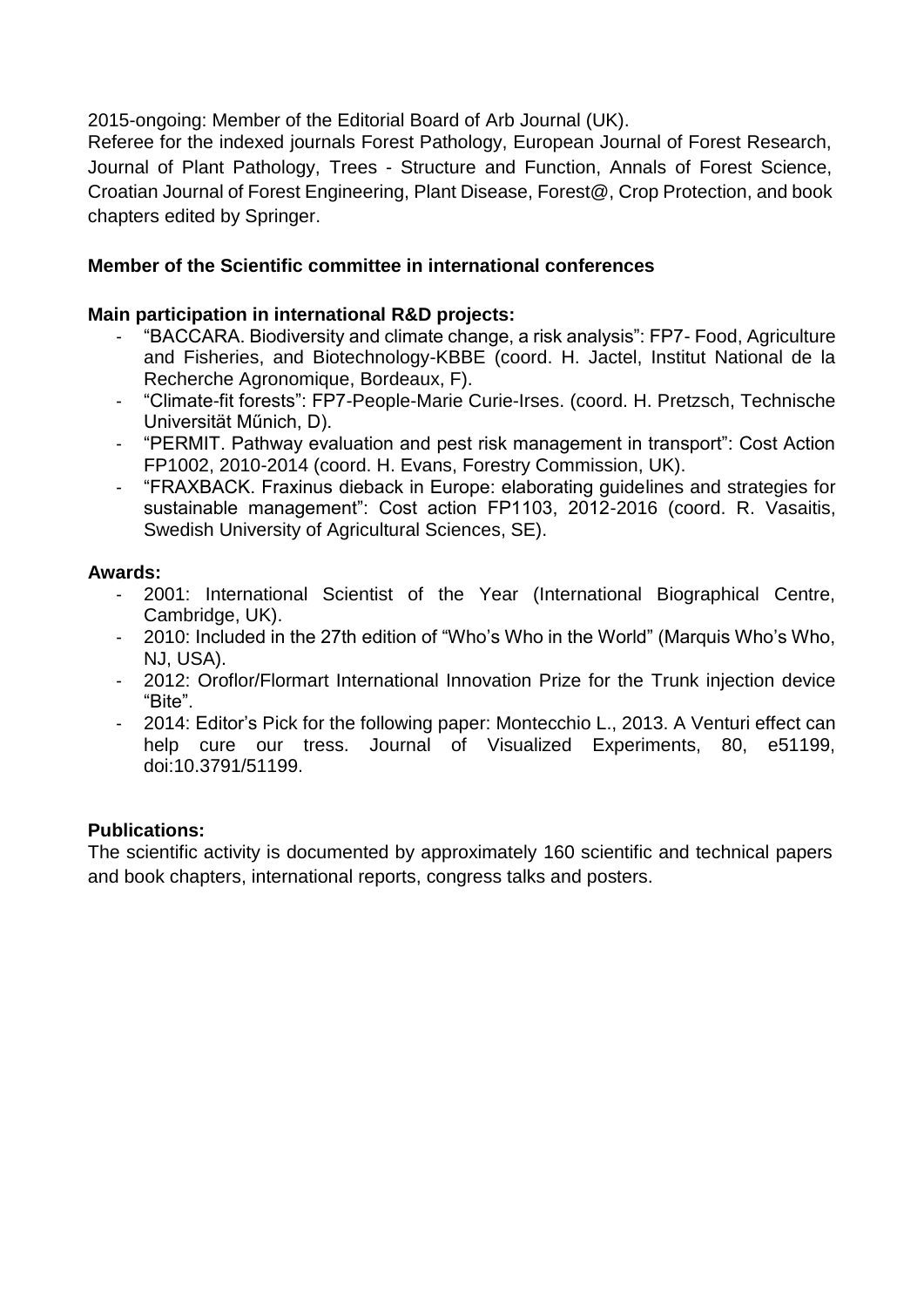2015-ongoing: Member of the Editorial Board of Arb Journal (UK).
Referee for the indexed journals Forest Pathology, European Journal of Forest Research, Journal of Plant Pathology, Trees - Structure and Function, Annals of Forest Science, Croatian Journal of Forest Engineering, Plant Disease, Forest@, Crop Protection, and book chapters edited by Springer.

**Member of the Scientific committee in international conferences**

**Main participation in international R&D projects:**

- "BACCARA. Biodiversity and climate change, a risk analysis": FP7- Food, Agriculture and Fisheries, and Biotechnology-KBBE (coord. H. Jactel, Institut National de la Recherche Agronomique, Bordeaux, F).
- "Climate-fit forests": FP7-People-Marie Curie-Irses. (coord. H. Pretzsch, Technische Universität Műnich, D).
- "PERMIT. Pathway evaluation and pest risk management in transport": Cost Action FP1002, 2010-2014 (coord. H. Evans, Forestry Commission, UK).
- "FRAXBACK. Fraxinus dieback in Europe: elaborating guidelines and strategies for sustainable management": Cost action FP1103, 2012-2016 (coord. R. Vasaitis, Swedish University of Agricultural Sciences, SE).

**Awards:**

- 2001: International Scientist of the Year (International Biographical Centre, Cambridge, UK).
- 2010: Included in the 27th edition of "Who's Who in the World" (Marquis Who's Who, NJ, USA).
- 2012: Oroflor/Flormart International Innovation Prize for the Trunk injection device "Bite".
- 2014: Editor's Pick for the following paper: Montecchio L., 2013. A Venturi effect can help cure our tress. Journal of Visualized Experiments, 80, e51199, doi:10.3791/51199.

**Publications:**

The scientific activity is documented by approximately 160 scientific and technical papers and book chapters, international reports, congress talks and posters.